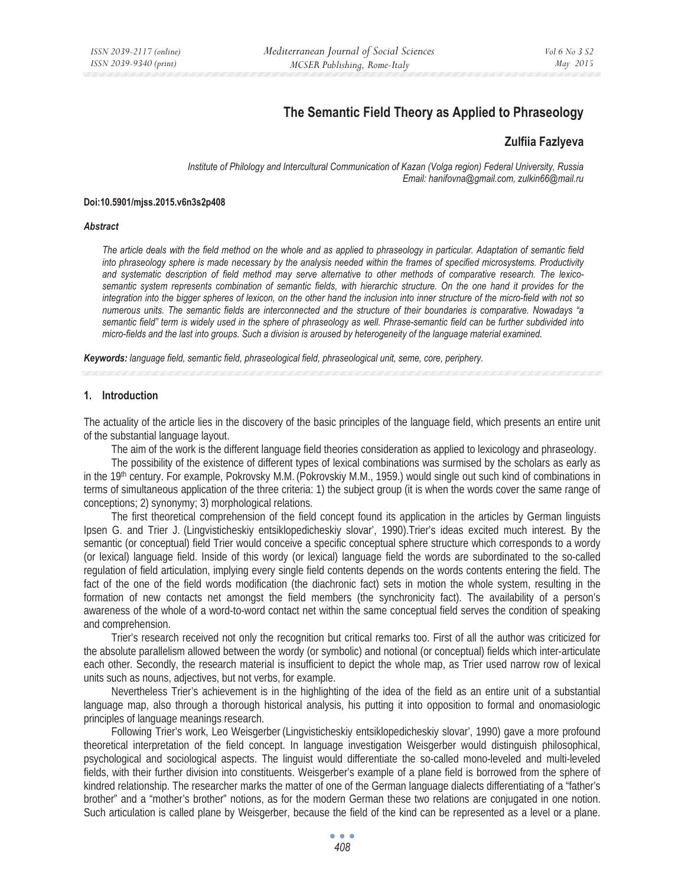# The Semantic Field Theory as Applied to Phraseology

## Zulfiia Fazlyeva

*Institute of Philology and Intercultural Communication of Kazan (Volga region) Federal University, Russia*
*Email: hanifovna@gmail.com, zulkin66@mail.ru*

**Doi:10.5901/mjss.2015.v6n3s2p408**

***Abstract***

*The article deals with the field method on the whole and as applied to phraseology in particular. Adaptation of semantic field into phraseology sphere is made necessary by the analysis needed within the frames of specified microsystems. Productivity and systematic description of field method may serve alternative to other methods of comparative research. The lexico-semantic system represents combination of semantic fields, with hierarchic structure. On the one hand it provides for the integration into the bigger spheres of lexicon, on the other hand the inclusion into inner structure of the micro-field with not so numerous units. The semantic fields are interconnected and the structure of their boundaries is comparative. Nowadays "a semantic field" term is widely used in the sphere of phraseology as well. Phrase-semantic field can be further subdivided into micro-fields and the last into groups. Such a division is aroused by heterogeneity of the language material examined.*

***Keywords:*** *language field, semantic field, phraseological field, phraseological unit, seme, core, periphery.*

## 1. Introduction

The actuality of the article lies in the discovery of the basic principles of the language field, which presents an entire unit of the substantial language layout.

The aim of the work is the different language field theories consideration as applied to lexicology and phraseology.

The possibility of the existence of different types of lexical combinations was surmised by the scholars as early as in the 19th century. For example, Pokrovsky M.M. (Pokrovskiy M.M., 1959.) would single out such kind of combinations in terms of simultaneous application of the three criteria: 1) the subject group (it is when the words cover the same range of conceptions; 2) synonymy; 3) morphological relations.

The first theoretical comprehension of the field concept found its application in the articles by German linguists Ipsen G. and Trier J. (Lingvisticheskiy entsiklopedicheskiy slovar', 1990).Trier's ideas excited much interest. By the semantic (or conceptual) field Trier would conceive a specific conceptual sphere structure which corresponds to a wordy (or lexical) language field. Inside of this wordy (or lexical) language field the words are subordinated to the so-called regulation of field articulation, implying every single field contents depends on the words contents entering the field. The fact of the one of the field words modification (the diachronic fact) sets in motion the whole system, resulting in the formation of new contacts net amongst the field members (the synchronicity fact). The availability of a person's awareness of the whole of a word-to-word contact net within the same conceptual field serves the condition of speaking and comprehension.

Trier's research received not only the recognition but critical remarks too. First of all the author was criticized for the absolute parallelism allowed between the wordy (or symbolic) and notional (or conceptual) fields which inter-articulate each other. Secondly, the research material is insufficient to depict the whole map, as Trier used narrow row of lexical units such as nouns, adjectives, but not verbs, for example.

Nevertheless Trier's achievement is in the highlighting of the idea of the field as an entire unit of a substantial language map, also through a thorough historical analysis, his putting it into opposition to formal and onomasiologic principles of language meanings research.

Following Trier's work, Leo Weisgerber (Lingvisticheskiy entsiklopedicheskiy slovar', 1990) gave a more profound theoretical interpretation of the field concept. In language investigation Weisgerber would distinguish philosophical, psychological and sociological aspects. The linguist would differentiate the so-called mono-leveled and multi-leveled fields, with their further division into constituents. Weisgerber's example of a plane field is borrowed from the sphere of kindred relationship. The researcher marks the matter of one of the German language dialects differentiating of a "father's brother" and a "mother's brother" notions, as for the modern German these two relations are conjugated in one notion. Such articulation is called plane by Weisgerber, because the field of the kind can be represented as a level or a plane.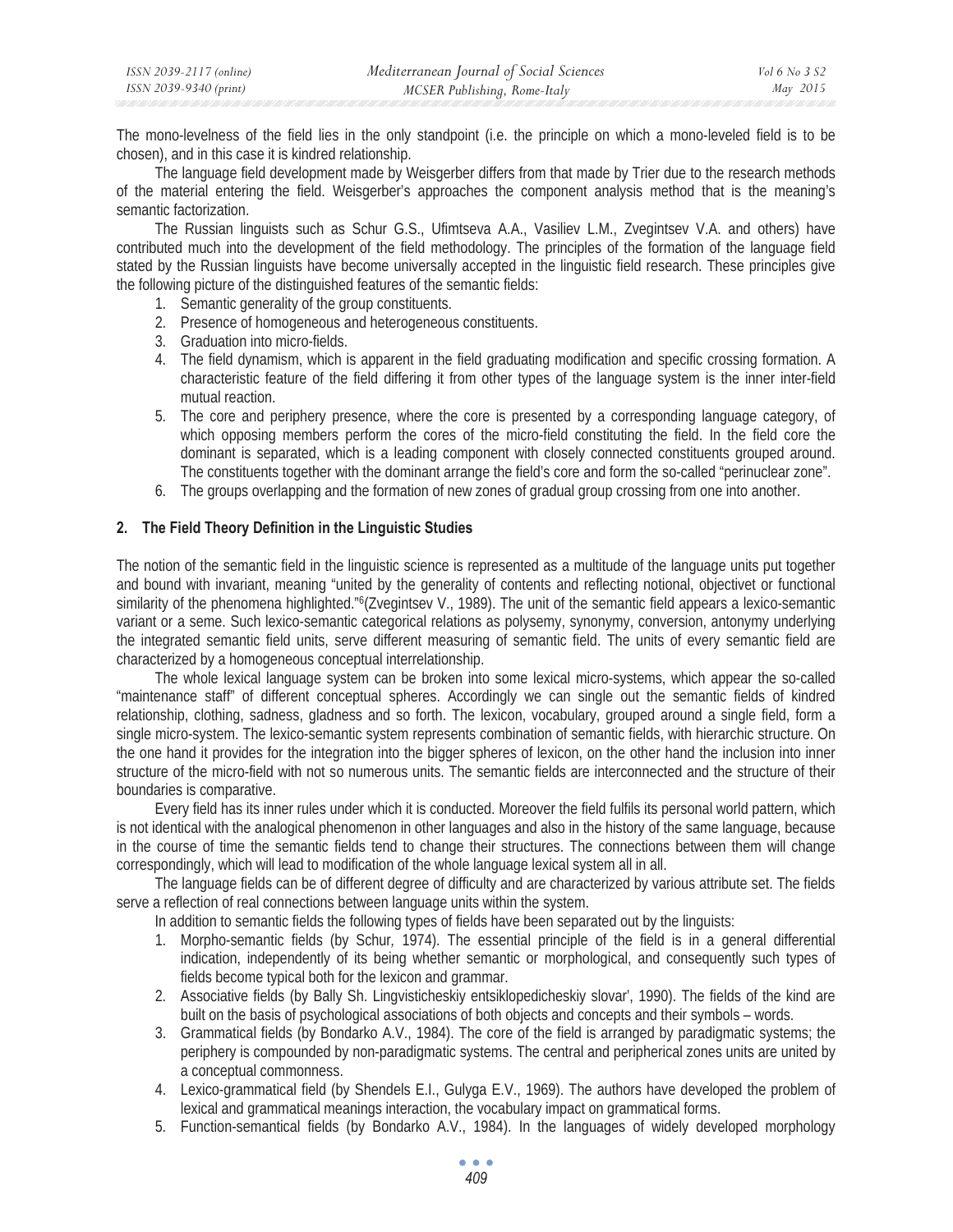The mono-levelness of the field lies in the only standpoint (i.e. the principle on which a mono-leveled field is to be chosen), and in this case it is kindred relationship.

The language field development made by Weisgerber differs from that made by Trier due to the research methods of the material entering the field. Weisgerber's approaches the component analysis method that is the meaning's semantic factorization.

The Russian linguists such as Schur G.S., Ufimtseva A.A., Vasiliev L.M., Zvegintsev V.A. and others) have contributed much into the development of the field methodology. The principles of the formation of the language field stated by the Russian linguists have become universally accepted in the linguistic field research. These principles give the following picture of the distinguished features of the semantic fields:

1. Semantic generality of the group constituents.
2. Presence of homogeneous and heterogeneous constituents.
3. Graduation into micro-fields.
4. The field dynamism, which is apparent in the field graduating modification and specific crossing formation. A characteristic feature of the field differing it from other types of the language system is the inner inter-field mutual reaction.
5. The core and periphery presence, where the core is presented by a corresponding language category, of which opposing members perform the cores of the micro-field constituting the field. In the field core the dominant is separated, which is a leading component with closely connected constituents grouped around. The constituents together with the dominant arrange the field's core and form the so-called "perinuclear zone".
6. The groups overlapping and the formation of new zones of gradual group crossing from one into another.

## 2. The Field Theory Definition in the Linguistic Studies

The notion of the semantic field in the linguistic science is represented as a multitude of the language units put together and bound with invariant, meaning "united by the generality of contents and reflecting notional, objectivet or functional similarity of the phenomena highlighted."[6](Zvegintsev V., 1989). The unit of the semantic field appears a lexico-semantic variant or a seme. Such lexico-semantic categorical relations as polysemy, synonymy, conversion, antonymy underlying the integrated semantic field units, serve different measuring of semantic field. The units of every semantic field are characterized by a homogeneous conceptual interrelationship.

The whole lexical language system can be broken into some lexical micro-systems, which appear the so-called "maintenance staff" of different conceptual spheres. Accordingly we can single out the semantic fields of kindred relationship, clothing, sadness, gladness and so forth. The lexicon, vocabulary, grouped around a single field, form a single micro-system. The lexico-semantic system represents combination of semantic fields, with hierarchic structure. On the one hand it provides for the integration into the bigger spheres of lexicon, on the other hand the inclusion into inner structure of the micro-field with not so numerous units. The semantic fields are interconnected and the structure of their boundaries is comparative.

Every field has its inner rules under which it is conducted. Moreover the field fulfils its personal world pattern, which is not identical with the analogical phenomenon in other languages and also in the history of the same language, because in the course of time the semantic fields tend to change their structures. The connections between them will change correspondingly, which will lead to modification of the whole language lexical system all in all.

The language fields can be of different degree of difficulty and are characterized by various attribute set. The fields serve a reflection of real connections between language units within the system.

In addition to semantic fields the following types of fields have been separated out by the linguists:

1. Morpho-semantic fields (by Schur*,* 1974). The essential principle of the field is in a general differential indication, independently of its being whether semantic or morphological, and consequently such types of fields become typical both for the lexicon and grammar.
2. Associative fields (by Bally Sh. Lingvisticheskiy entsiklopedicheskiy slovar', 1990). The fields of the kind are built on the basis of psychological associations of both objects and concepts and their symbols – words.
3. Grammatical fields (by Bondarko A.V., 1984). The core of the field is arranged by paradigmatic systems; the periphery is compounded by non-paradigmatic systems. The central and peripherical zones units are united by a conceptual commonness.
4. Lexico-grammatical field (by Shendels E.I., Gulyga E.V., 1969). The authors have developed the problem of lexical and grammatical meanings interaction, the vocabulary impact on grammatical forms.
5. Function-semantical fields (by Bondarko A.V., 1984). In the languages of widely developed morphology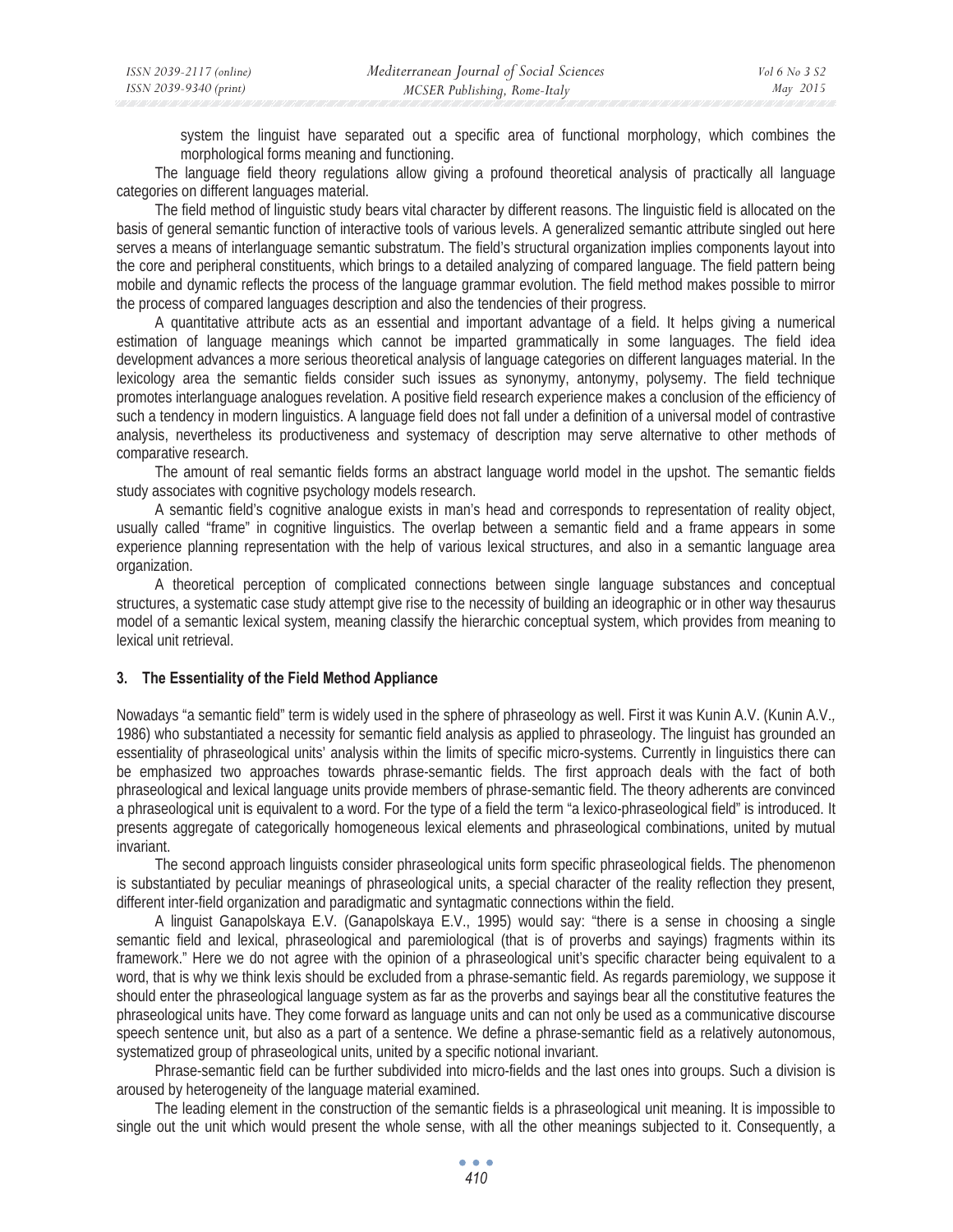system the linguist have separated out a specific area of functional morphology, which combines the morphological forms meaning and functioning.

The language field theory regulations allow giving a profound theoretical analysis of practically all language categories on different languages material.

The field method of linguistic study bears vital character by different reasons. The linguistic field is allocated on the basis of general semantic function of interactive tools of various levels. A generalized semantic attribute singled out here serves a means of interlanguage semantic substratum. The field's structural organization implies components layout into the core and peripheral constituents, which brings to a detailed analyzing of compared language. The field pattern being mobile and dynamic reflects the process of the language grammar evolution. The field method makes possible to mirror the process of compared languages description and also the tendencies of their progress.

A quantitative attribute acts as an essential and important advantage of a field. It helps giving a numerical estimation of language meanings which cannot be imparted grammatically in some languages. The field idea development advances a more serious theoretical analysis of language categories on different languages material. In the lexicology area the semantic fields consider such issues as synonymy, antonymy, polysemy. The field technique promotes interlanguage analogues revelation. A positive field research experience makes a conclusion of the efficiency of such a tendency in modern linguistics. A language field does not fall under a definition of a universal model of contrastive analysis, nevertheless its productiveness and systemacy of description may serve alternative to other methods of comparative research.

The amount of real semantic fields forms an abstract language world model in the upshot. The semantic fields study associates with cognitive psychology models research.

A semantic field's cognitive analogue exists in man's head and corresponds to representation of reality object, usually called "frame" in cognitive linguistics. The overlap between a semantic field and a frame appears in some experience planning representation with the help of various lexical structures, and also in a semantic language area organization.

A theoretical perception of complicated connections between single language substances and conceptual structures, a systematic case study attempt give rise to the necessity of building an ideographic or in other way thesaurus model of a semantic lexical system, meaning classify the hierarchic conceptual system, which provides from meaning to lexical unit retrieval.

## 3. The Essentiality of the Field Method Appliance

Nowadays "a semantic field" term is widely used in the sphere of phraseology as well. First it was Kunin A.V. (Kunin A.V., 1986) who substantiated a necessity for semantic field analysis as applied to phraseology. The linguist has grounded an essentiality of phraseological units' analysis within the limits of specific micro-systems. Currently in linguistics there can be emphasized two approaches towards phrase-semantic fields. The first approach deals with the fact of both phraseological and lexical language units provide members of phrase-semantic field. The theory adherents are convinced a phraseological unit is equivalent to a word. For the type of a field the term "a lexico-phraseological field" is introduced. It presents aggregate of categorically homogeneous lexical elements and phraseological combinations, united by mutual invariant.

The second approach linguists consider phraseological units form specific phraseological fields. The phenomenon is substantiated by peculiar meanings of phraseological units, a special character of the reality reflection they present, different inter-field organization and paradigmatic and syntagmatic connections within the field.

A linguist Ganapolskaya E.V. (Ganapolskaya E.V., 1995) would say: "there is a sense in choosing a single semantic field and lexical, phraseological and paremiological (that is of proverbs and sayings) fragments within its framework." Here we do not agree with the opinion of a phraseological unit's specific character being equivalent to a word, that is why we think lexis should be excluded from a phrase-semantic field. As regards paremiology, we suppose it should enter the phraseological language system as far as the proverbs and sayings bear all the constitutive features the phraseological units have. They come forward as language units and can not only be used as a communicative discourse speech sentence unit, but also as a part of a sentence. We define a phrase-semantic field as a relatively autonomous, systematized group of phraseological units, united by a specific notional invariant.

Phrase-semantic field can be further subdivided into micro-fields and the last ones into groups. Such a division is aroused by heterogeneity of the language material examined.

The leading element in the construction of the semantic fields is a phraseological unit meaning. It is impossible to single out the unit which would present the whole sense, with all the other meanings subjected to it. Consequently, a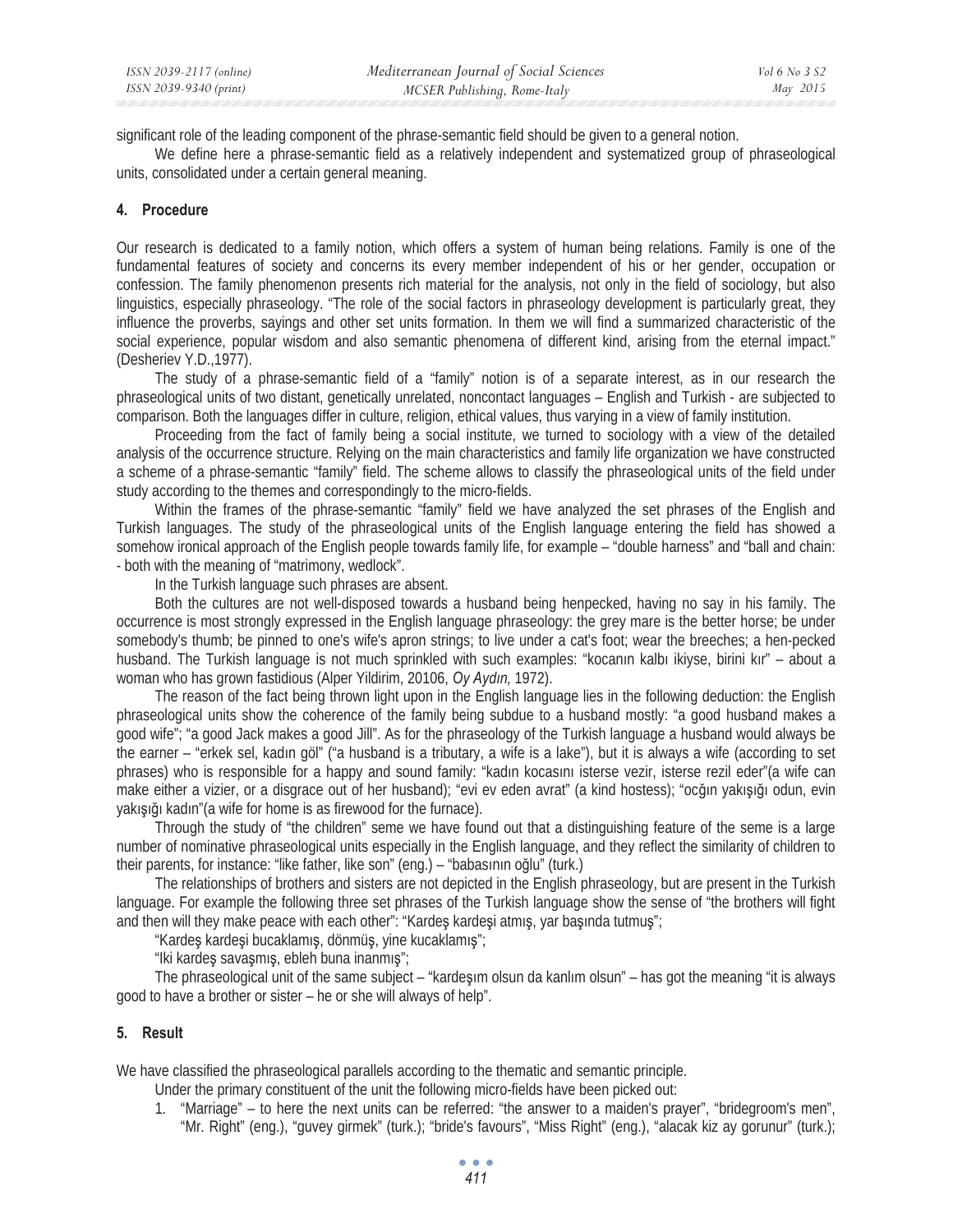significant role of the leading component of the phrase-semantic field should be given to a general notion.

We define here a phrase-semantic field as a relatively independent and systematized group of phraseological units, consolidated under a certain general meaning.

## 4. Procedure

Our research is dedicated to a family notion, which offers a system of human being relations. Family is one of the fundamental features of society and concerns its every member independent of his or her gender, occupation or confession. The family phenomenon presents rich material for the analysis, not only in the field of sociology, but also linguistics, especially phraseology. "The role of the social factors in phraseology development is particularly great, they influence the proverbs, sayings and other set units formation. In them we will find a summarized characteristic of the social experience, popular wisdom and also semantic phenomena of different kind, arising from the eternal impact." (Desheriev Y.D.,1977).

The study of a phrase-semantic field of a "family" notion is of a separate interest, as in our research the phraseological units of two distant, genetically unrelated, noncontact languages – English and Turkish - are subjected to comparison. Both the languages differ in culture, religion, ethical values, thus varying in a view of family institution.

Proceeding from the fact of family being a social institute, we turned to sociology with a view of the detailed analysis of the occurrence structure. Relying on the main characteristics and family life organization we have constructed a scheme of a phrase-semantic "family" field. The scheme allows to classify the phraseological units of the field under study according to the themes and correspondingly to the micro-fields.

Within the frames of the phrase-semantic "family" field we have analyzed the set phrases of the English and Turkish languages. The study of the phraseological units of the English language entering the field has showed a somehow ironical approach of the English people towards family life, for example – "double harness" and "ball and chain: - both with the meaning of "matrimony, wedlock".

In the Turkish language such phrases are absent.

Both the cultures are not well-disposed towards a husband being henpecked, having no say in his family. The occurrence is most strongly expressed in the English language phraseology: the grey mare is the better horse; be under somebody's thumb; be pinned to one's wife's apron strings; to live under a cat's foot; wear the breeches; a hen-pecked husband. The Turkish language is not much sprinkled with such examples: "kocanın kalbı ikiyse, birini kır" – about a woman who has grown fastidious (Alper Yildirim, 20106, *Oy Aydın,* 1972).

The reason of the fact being thrown light upon in the English language lies in the following deduction: the English phraseological units show the coherence of the family being subdue to a husband mostly: "a good husband makes a good wife"; "a good Jack makes a good Jill". As for the phraseology of the Turkish language a husband would always be the earner – "erkek sel, kadın göl" ("a husband is a tributary, a wife is a lake"), but it is always a wife (according to set phrases) who is responsible for a happy and sound family: "kadın kocasını isterse vezir, isterse rezil eder"(a wife can make either a vizier, or a disgrace out of her husband); "evi ev eden avrat" (a kind hostess); "ocğın yakışığı odun, evin yakışığı kadın"(a wife for home is as firewood for the furnace).

Through the study of "the children" seme we have found out that a distinguishing feature of the seme is a large number of nominative phraseological units especially in the English language, and they reflect the similarity of children to their parents, for instance: "like father, like son" (eng.) – "babasının oğlu" (turk.)

The relationships of brothers and sisters are not depicted in the English phraseology, but are present in the Turkish language. For example the following three set phrases of the Turkish language show the sense of "the brothers will fight and then will they make peace with each other": "Kardeş kardeşi atmış, yar başında tutmuş";

"Kardeş kardeşi bucaklamış, dönmüş, yine kucaklamış";

"Iki kardeş savaşmış, ebleh buna inanmış";

The phraseological unit of the same subject – "kardeşım olsun da kanlım olsun" – has got the meaning "it is always good to have a brother or sister – he or she will always of help".

## 5. Result

We have classified the phraseological parallels according to the thematic and semantic principle.

Under the primary constituent of the unit the following micro-fields have been picked out:

1. "Marriage" – to here the next units can be referred: "the answer to a maiden's prayer", "bridegroom's men", "Mr. Right" (eng.), "guvey girmek" (turk.); "bride's favours", "Miss Right" (eng.), "alacak kiz ay gorunur" (turk.);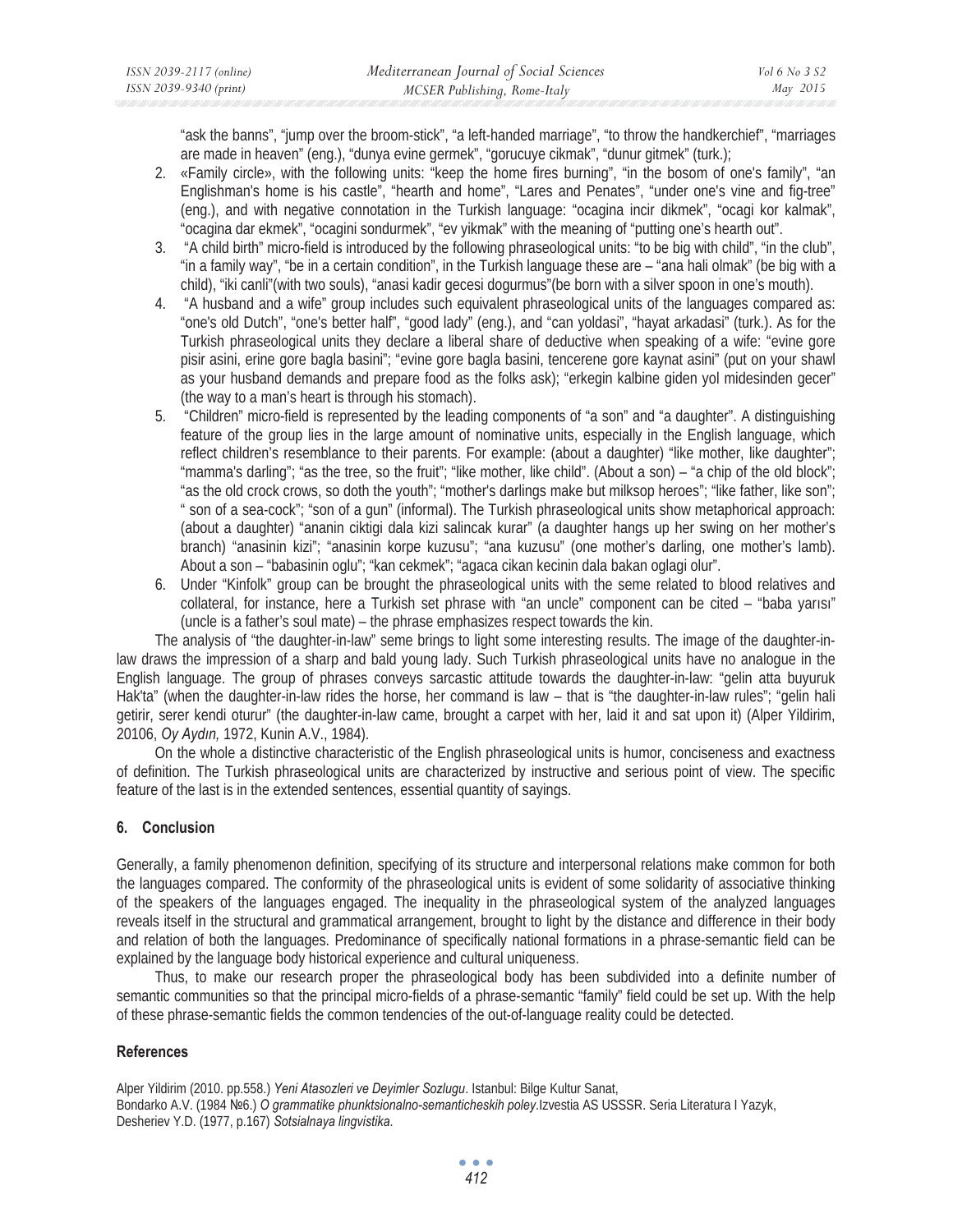"ask the banns", "jump over the broom-stick", "a left-handed marriage", "to throw the handkerchief", "marriages are made in heaven" (eng.), "dunya evine germek", "gorucuye cikmak", "dunur gitmek" (turk.);

2. «Family circle», with the following units: "keep the home fires burning", "in the bosom of one's family", "an Englishman's home is his castle", "hearth and home", "Lares and Penates", "under one's vine and fig-tree" (eng.), and with negative connotation in the Turkish language: "ocagina incir dikmek", "ocagi kor kalmak", "ocagina dar ekmek", "ocagini sondurmek", "ev yikmak" with the meaning of "putting one's hearth out".
3. "A child birth" micro-field is introduced by the following phraseological units: "to be big with child", "in the club", "in a family way", "be in a certain condition", in the Turkish language these are – "ana hali olmak" (be big with a child), "iki canli"(with two souls), "anasi kadir gecesi dogurmus"(be born with a silver spoon in one's mouth).
4. "A husband and a wife" group includes such equivalent phraseological units of the languages compared as: "one's old Dutch", "one's better half", "good lady" (eng.), and "can yoldasi", "hayat arkadasi" (turk.). As for the Turkish phraseological units they declare a liberal share of deductive when speaking of a wife: "evine gore pisir asini, erine gore bagla basini"; "evine gore bagla basini, tencerene gore kaynat asini" (put on your shawl as your husband demands and prepare food as the folks ask); "erkegin kalbine giden yol midesinden gecer" (the way to a man's heart is through his stomach).
5. "Children" micro-field is represented by the leading components of "a son" and "a daughter". A distinguishing feature of the group lies in the large amount of nominative units, especially in the English language, which reflect children's resemblance to their parents. For example: (about a daughter) "like mother, like daughter"; "mamma's darling"; "as the tree, so the fruit"; "like mother, like child". (About a son) – "a chip of the old block"; "as the old crock crows, so doth the youth"; "mother's darlings make but milksop heroes"; "like father, like son"; " son of a sea-cock"; "son of a gun" (informal). The Turkish phraseological units show metaphorical approach: (about a daughter) "ananin ciktigi dala kizi salincak kurar" (a daughter hangs up her swing on her mother's branch) "anasinin kizi"; "anasinin korpe kuzusu"; "ana kuzusu" (one mother's darling, one mother's lamb). About a son – "babasinin oglu"; "kan cekmek"; "agaca cikan kecinin dala bakan oglagi olur".
6. Under "Kinfolk" group can be brought the phraseological units with the seme related to blood relatives and collateral, for instance, here a Turkish set phrase with "an uncle" component can be cited – "baba yarısı" (uncle is a father's soul mate) – the phrase emphasizes respect towards the kin.

The analysis of "the daughter-in-law" seme brings to light some interesting results. The image of the daughter-in-law draws the impression of a sharp and bald young lady. Such Turkish phraseological units have no analogue in the English language. The group of phrases conveys sarcastic attitude towards the daughter-in-law: "gelin atta buyuruk Hak'ta" (when the daughter-in-law rides the horse, her command is law – that is "the daughter-in-law rules"; "gelin hali getirir, serer kendi oturur" (the daughter-in-law came, brought a carpet with her, laid it and sat upon it) (Alper Yildirim, 20106, *Oy Aydın,* 1972, Kunin A.V., 1984).

On the whole a distinctive characteristic of the English phraseological units is humor, conciseness and exactness of definition. The Turkish phraseological units are characterized by instructive and serious point of view. The specific feature of the last is in the extended sentences, essential quantity of sayings.

## 6. Conclusion

Generally, a family phenomenon definition, specifying of its structure and interpersonal relations make common for both the languages compared. The conformity of the phraseological units is evident of some solidarity of associative thinking of the speakers of the languages engaged. The inequality in the phraseological system of the analyzed languages reveals itself in the structural and grammatical arrangement, brought to light by the distance and difference in their body and relation of both the languages. Predominance of specifically national formations in a phrase-semantic field can be explained by the language body historical experience and cultural uniqueness.

Thus, to make our research proper the phraseological body has been subdivided into a definite number of semantic communities so that the principal micro-fields of a phrase-semantic "family" field could be set up. With the help of these phrase-semantic fields the common tendencies of the out-of-language reality could be detected.

## References

Alper Yildirim (2010. pp.558.) *Yeni Atasozleri ve Deyimler Sozlugu*. Istanbul: Bilge Kultur Sanat,
Bondarko A.V. (1984 №6.) *O grammatike phunktsionalno-semanticheskih poley*.Izvestia AS USSSR. Seria Literatura I Yazyk,
Desheriev Y.D. (1977, p.167) *Sotsialnaya lingvistika*.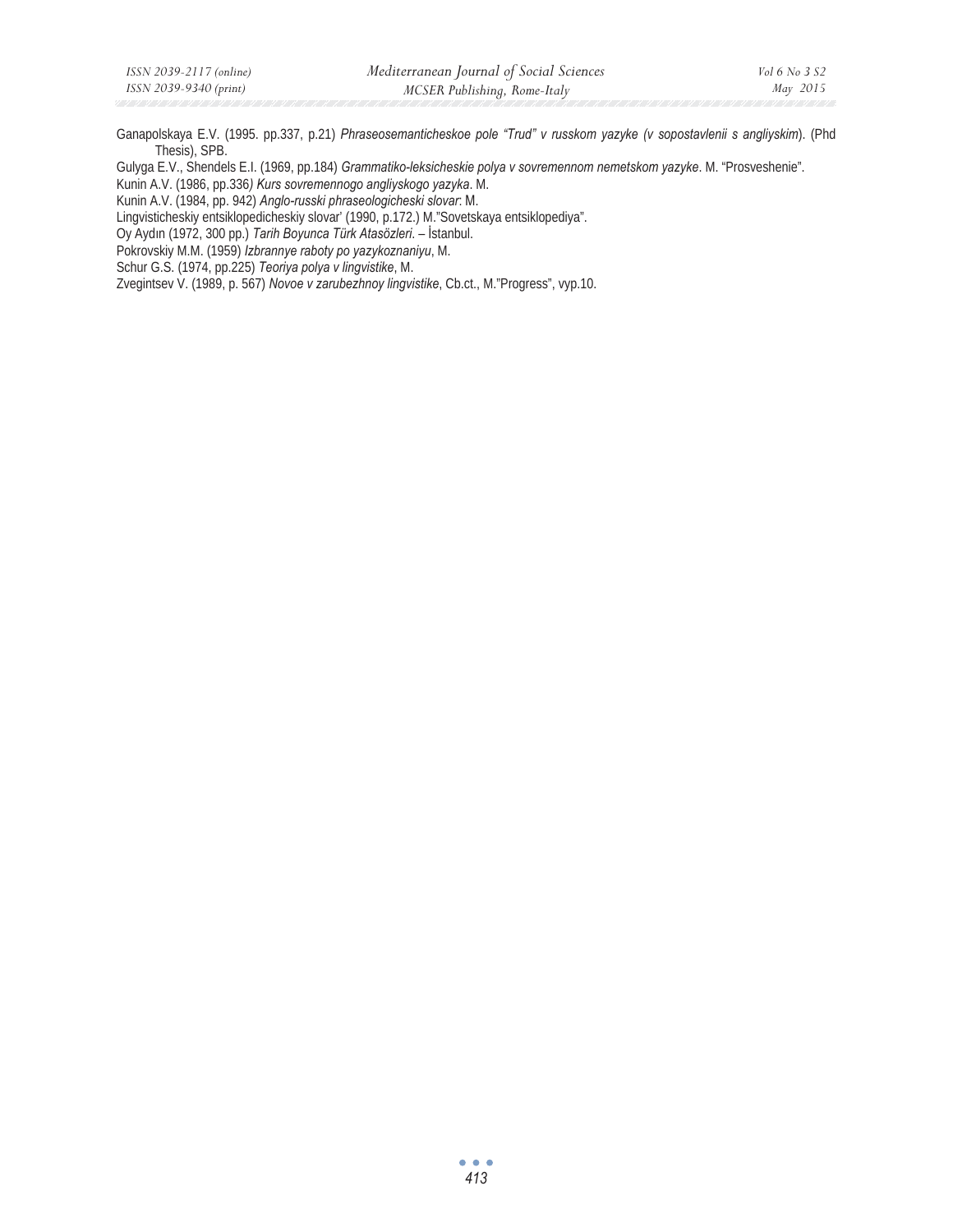Ganapolskaya E.V. (1995. pp.337, p.21) *Phraseosemanticheskoe pole "Trud" v russkom yazyke (v sopostavlenii s angliyskim*). (Phd Thesis), SPB.

Gulyga E.V., Shendels E.I. (1969, pp.184) *Grammatiko-leksicheskie polya v sovremennom nemetskom yazyke*. M. "Prosveshenie".

Kunin A.V. (1986, pp.336*) Kurs sovremennogo angliyskogo yazyka*. M.

Kunin A.V. (1984, pp. 942) *Anglo-russki phraseologicheski slovar*: M.

Lingvisticheskiy entsiklopedicheskiy slovar' (1990, p.172.) M."Sovetskaya entsiklopediya".

Oy Aydın (1972, 300 pp.) *Tarih Boyunca Türk Atasözleri*. – İstanbul.

Pokrovskiy M.M. (1959) *Izbrannye raboty po yazykoznaniyu*, M.

Schur G.S. (1974, pp.225) *Teoriya polya v lingvistike*, M.

Zvegintsev V. (1989, p. 567) *Novoe v zarubezhnoy lingvistike*, Cb.ct., M."Progress", vyp.10.